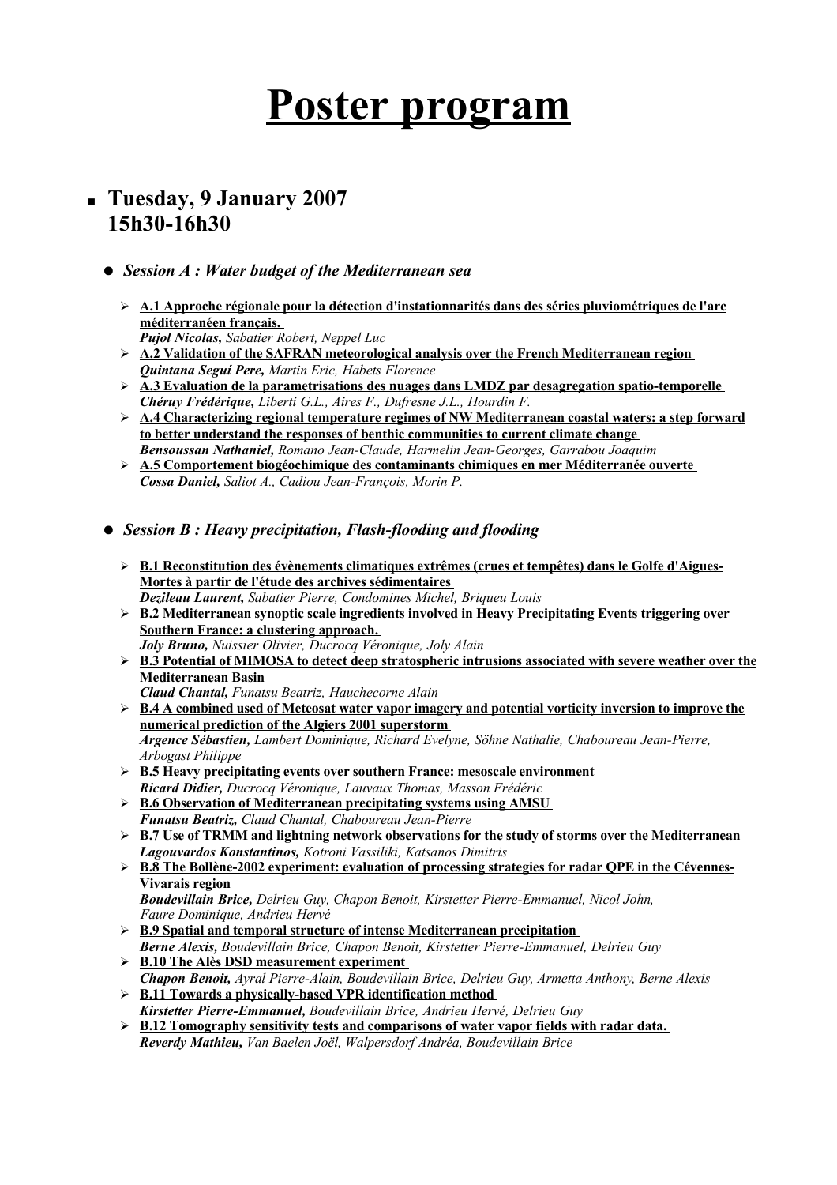# Poster program

## Tuesday, 9 January 2007
## 15h30-16h30

### *Session A : Water budget of the Mediterranean sea*

- **A.1 Approche régionale pour la détection d'instationnarités dans des séries pluviométriques de l'arc méditerranéen français.**
  ***Pujol Nicolas,*** *Sabatier Robert, Neppel Luc*
- **A.2 Validation of the SAFRAN meteorological analysis over the French Mediterranean region**
  ***Quintana Seguí Pere,*** *Martin Eric, Habets Florence*
- **A.3 Evaluation de la parametrisations des nuages dans LMDZ par desagregation spatio-temporelle**
  ***Chéruy Frédérique,*** *Liberti G.L., Aires F., Dufresne J.L., Hourdin F.*
- **A.4 Characterizing regional temperature regimes of NW Mediterranean coastal waters: a step forward to better understand the responses of benthic communities to current climate change**
  ***Bensoussan Nathaniel,*** *Romano Jean-Claude, Harmelin Jean-Georges, Garrabou Joaquim*
- **A.5 Comportement biogéochimique des contaminants chimiques en mer Méditerranée ouverte**
  ***Cossa Daniel,*** *Saliot A., Cadiou Jean-François, Morin P.*

### *Session B : Heavy precipitation, Flash-flooding and flooding*

- **B.1 Reconstitution des évènements climatiques extrêmes (crues et tempêtes) dans le Golfe d'Aigues-Mortes à partir de l'étude des archives sédimentaires**
  ***Dezileau Laurent,*** *Sabatier Pierre, Condomines Michel, Briqueu Louis*
- **B.2 Mediterranean synoptic scale ingredients involved in Heavy Precipitating Events triggering over Southern France: a clustering approach.**
  ***Joly Bruno,*** *Nuissier Olivier, Ducrocq Véronique, Joly Alain*
- **B.3 Potential of MIMOSA to detect deep stratospheric intrusions associated with severe weather over the Mediterranean Basin**
  ***Claud Chantal,*** *Funatsu Beatriz, Hauchecorne Alain*
- **B.4 A combined used of Meteosat water vapor imagery and potential vorticity inversion to improve the numerical prediction of the Algiers 2001 superstorm**
  ***Argence Sébastien,*** *Lambert Dominique, Richard Evelyne, Söhne Nathalie, Chaboureau Jean-Pierre, Arbogast Philippe*
- **B.5 Heavy precipitating events over southern France: mesoscale environment**
  ***Ricard Didier,*** *Ducrocq Véronique, Lauvaux Thomas, Masson Frédéric*
- **B.6 Observation of Mediterranean precipitating systems using AMSU**
  ***Funatsu Beatriz,*** *Claud Chantal, Chaboureau Jean-Pierre*
- **B.7 Use of TRMM and lightning network observations for the study of storms over the Mediterranean**
  ***Lagouvardos Konstantinos,*** *Kotroni Vassiliki, Katsanos Dimitris*
- **B.8 The Bollène-2002 experiment: evaluation of processing strategies for radar QPE in the Cévennes-Vivarais region**
  ***Boudevillain Brice,*** *Delrieu Guy, Chapon Benoit, Kirstetter Pierre-Emmanuel, Nicol John, Faure Dominique, Andrieu Hervé*
- **B.9 Spatial and temporal structure of intense Mediterranean precipitation**
  ***Berne Alexis,*** *Boudevillain Brice, Chapon Benoit, Kirstetter Pierre-Emmanuel, Delrieu Guy*
- **B.10 The Alès DSD measurement experiment**
  ***Chapon Benoit,*** *Ayral Pierre-Alain, Boudevillain Brice, Delrieu Guy, Armetta Anthony, Berne Alexis*
- **B.11 Towards a physically-based VPR identification method**
  ***Kirstetter Pierre-Emmanuel,*** *Boudevillain Brice, Andrieu Hervé, Delrieu Guy*
- **B.12 Tomography sensitivity tests and comparisons of water vapor fields with radar data.**
  ***Reverdy Mathieu,*** *Van Baelen Joël, Walpersdorf Andréa, Boudevillain Brice*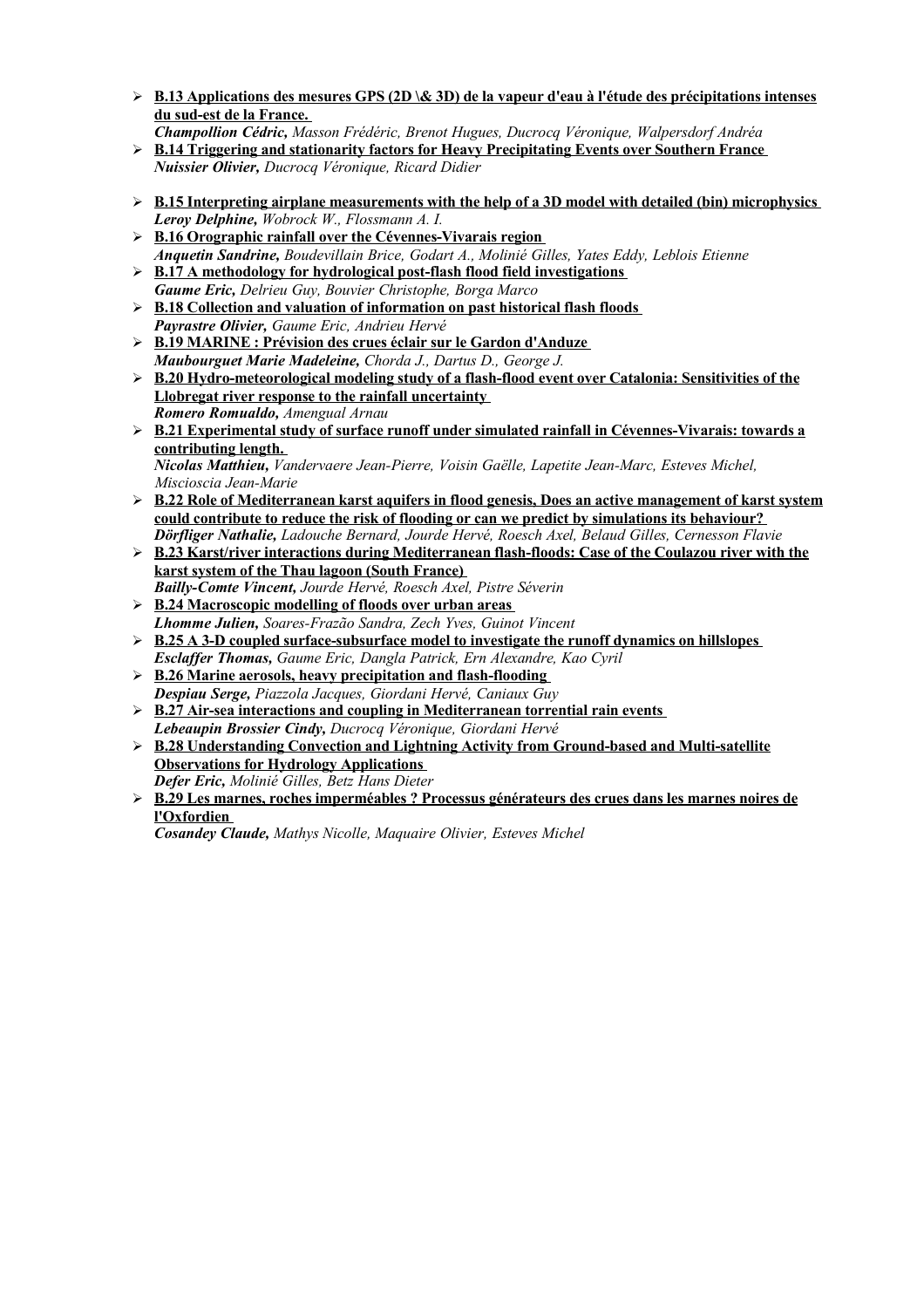- **B.13 Applications des mesures GPS (2D \& 3D) de la vapeur d'eau à l'étude des précipitations intenses du sud-est de la France.**
  ***Champollion Cédric,*** *Masson Frédéric, Brenot Hugues, Ducrocq Véronique, Walpersdorf Andréa*
- **B.14 Triggering and stationarity factors for Heavy Precipitating Events over Southern France**
  ***Nuissier Olivier,*** *Ducrocq Véronique, Ricard Didier*
- **B.15 Interpreting airplane measurements with the help of a 3D model with detailed (bin) microphysics**
  ***Leroy Delphine,*** *Wobrock W., Flossmann A. I.*
- **B.16 Orographic rainfall over the Cévennes-Vivarais region**
  ***Anquetin Sandrine,*** *Boudevillain Brice, Godart A., Molinié Gilles, Yates Eddy, Leblois Etienne*
- **B.17 A methodology for hydrological post-flash flood field investigations**
  ***Gaume Eric,*** *Delrieu Guy, Bouvier Christophe, Borga Marco*
- **B.18 Collection and valuation of information on past historical flash floods**
  ***Payrastre Olivier,*** *Gaume Eric, Andrieu Hervé*
- **B.19 MARINE : Prévision des crues éclair sur le Gardon d'Anduze**
  ***Maubourguet Marie Madeleine,*** *Chorda J., Dartus D., George J.*
- **B.20 Hydro-meteorological modeling study of a flash-flood event over Catalonia: Sensitivities of the Llobregat river response to the rainfall uncertainty**
  ***Romero Romualdo,*** *Amengual Arnau*
- **B.21 Experimental study of surface runoff under simulated rainfall in Cévennes-Vivarais: towards a contributing length.**
  ***Nicolas Matthieu,*** *Vandervaere Jean-Pierre, Voisin Gaëlle, Lapetite Jean-Marc, Esteves Michel, Miscioscia Jean-Marie*
- **B.22 Role of Mediterranean karst aquifers in flood genesis, Does an active management of karst system could contribute to reduce the risk of flooding or can we predict by simulations its behaviour?**
  ***Dörfliger Nathalie,*** *Ladouche Bernard, Jourde Hervé, Roesch Axel, Belaud Gilles, Cernesson Flavie*
- **B.23 Karst/river interactions during Mediterranean flash-floods: Case of the Coulazou river with the karst system of the Thau lagoon (South France)**
  ***Bailly-Comte Vincent,*** *Jourde Hervé, Roesch Axel, Pistre Séverin*
- **B.24 Macroscopic modelling of floods over urban areas**
  ***Lhomme Julien,*** *Soares-Frazão Sandra, Zech Yves, Guinot Vincent*
- **B.25 A 3-D coupled surface-subsurface model to investigate the runoff dynamics on hillslopes**
  ***Esclaffer Thomas,*** *Gaume Eric, Dangla Patrick, Ern Alexandre, Kao Cyril*
- **B.26 Marine aerosols, heavy precipitation and flash-flooding**
  ***Despiau Serge,*** *Piazzola Jacques, Giordani Hervé, Caniaux Guy*
- **B.27 Air-sea interactions and coupling in Mediterranean torrential rain events**
  ***Lebeaupin Brossier Cindy,*** *Ducrocq Véronique, Giordani Hervé*
- **B.28 Understanding Convection and Lightning Activity from Ground-based and Multi-satellite Observations for Hydrology Applications**
  ***Defer Eric,*** *Molinié Gilles, Betz Hans Dieter*
- **B.29 Les marnes, roches imperméables ? Processus générateurs des crues dans les marnes noires de l'Oxfordien**
  ***Cosandey Claude,*** *Mathys Nicolle, Maquaire Olivier, Esteves Michel*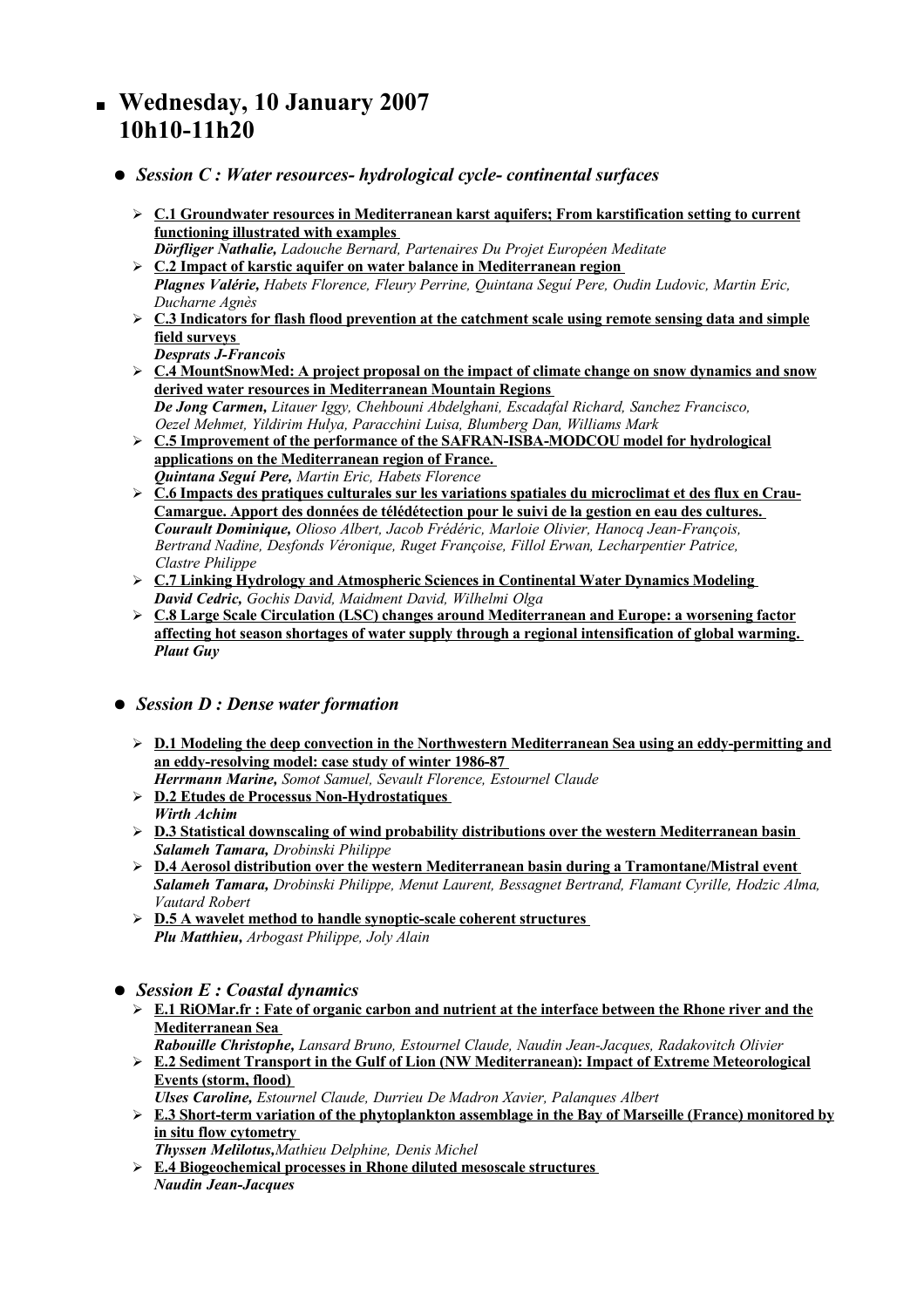# Wednesday, 10 January 2007
# 10h10-11h20

## *Session C : Water resources- hydrological cycle- continental surfaces*

- **C.1 Groundwater resources in Mediterranean karst aquifers; From karstification setting to current functioning illustrated with examples**
  ***Dörfliger Nathalie,*** *Ladouche Bernard, Partenaires Du Projet Européen Meditate*
- **C.2 Impact of karstic aquifer on water balance in Mediterranean region**
  ***Plagnes Valérie,*** *Habets Florence, Fleury Perrine, Quintana Seguí Pere, Oudin Ludovic, Martin Eric, Ducharne Agnès*
- **C.3 Indicators for flash flood prevention at the catchment scale using remote sensing data and simple field surveys**
  ***Desprats J-Francois***
- **C.4 MountSnowMed: A project proposal on the impact of climate change on snow dynamics and snow derived water resources in Mediterranean Mountain Regions**
  ***De Jong Carmen,*** *Litauer Iggy, Chehbouni Abdelghani, Escadafal Richard, Sanchez Francisco, Oezel Mehmet, Yildirim Hulya, Paracchini Luisa, Blumberg Dan, Williams Mark*
- **C.5 Improvement of the performance of the SAFRAN-ISBA-MODCOU model for hydrological applications on the Mediterranean region of France.**
  ***Quintana Seguí Pere,*** *Martin Eric, Habets Florence*
- **C.6 Impacts des pratiques culturales sur les variations spatiales du microclimat et des flux en Crau-Camargue. Apport des données de télédétection pour le suivi de la gestion en eau des cultures.**
  ***Courault Dominique,*** *Olioso Albert, Jacob Frédéric, Marloie Olivier, Hanocq Jean-François, Bertrand Nadine, Desfonds Véronique, Ruget Françoise, Fillol Erwan, Lecharpentier Patrice, Clastre Philippe*
- **C.7 Linking Hydrology and Atmospheric Sciences in Continental Water Dynamics Modeling**
  ***David Cedric,*** *Gochis David, Maidment David, Wilhelmi Olga*
- **C.8 Large Scale Circulation (LSC) changes around Mediterranean and Europe: a worsening factor affecting hot season shortages of water supply through a regional intensification of global warming.**
  ***Plaut Guy***

## *Session D : Dense water formation*

- **D.1 Modeling the deep convection in the Northwestern Mediterranean Sea using an eddy-permitting and an eddy-resolving model: case study of winter 1986-87**
  ***Herrmann Marine,*** *Somot Samuel, Sevault Florence, Estournel Claude*
- **D.2 Etudes de Processus Non-Hydrostatiques**
  ***Wirth Achim***
- **D.3 Statistical downscaling of wind probability distributions over the western Mediterranean basin**
  ***Salameh Tamara,*** *Drobinski Philippe*
- **D.4 Aerosol distribution over the western Mediterranean basin during a Tramontane/Mistral event**
  ***Salameh Tamara,*** *Drobinski Philippe, Menut Laurent, Bessagnet Bertrand, Flamant Cyrille, Hodzic Alma, Vautard Robert*
- **D.5 A wavelet method to handle synoptic-scale coherent structures**
  ***Plu Matthieu,*** *Arbogast Philippe, Joly Alain*

## *Session E : Coastal dynamics*

- **E.1 RiOMar.fr : Fate of organic carbon and nutrient at the interface between the Rhone river and the Mediterranean Sea**
  ***Rabouille Christophe,*** *Lansard Bruno, Estournel Claude, Naudin Jean-Jacques, Radakovitch Olivier*
- **E.2 Sediment Transport in the Gulf of Lion (NW Mediterranean): Impact of Extreme Meteorological Events (storm, flood)**
  ***Ulses Caroline,*** *Estournel Claude, Durrieu De Madron Xavier, Palanques Albert*
- **E.3 Short-term variation of the phytoplankton assemblage in the Bay of Marseille (France) monitored by in situ flow cytometry**
  ***Thyssen Melilotus,*** *Mathieu Delphine, Denis Michel*
- **E.4 Biogeochemical processes in Rhone diluted mesoscale structures**
  ***Naudin Jean-Jacques***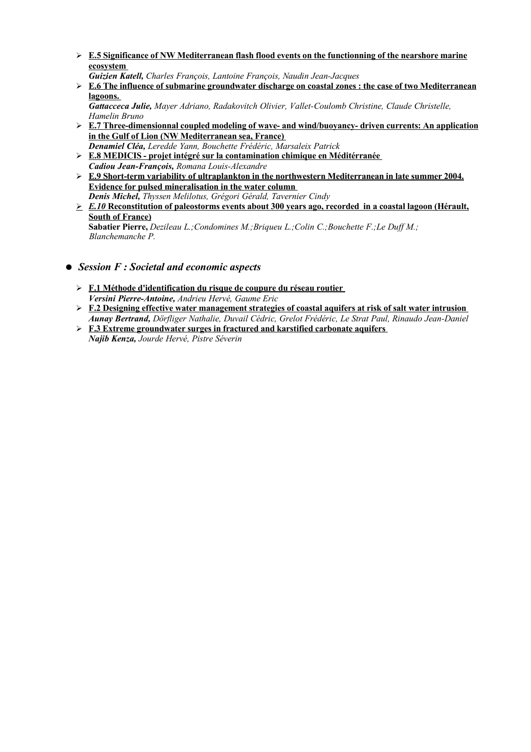- **E.5 Significance of NW Mediterranean flash flood events on the functionning of the nearshore marine ecosystem**
  ***Guizien Katell,*** *Charles François, Lantoine François, Naudin Jean-Jacques*
- **E.6 The influence of submarine groundwater discharge on coastal zones : the case of two Mediterranean lagoons.**
  ***Gattacceca Julie,*** *Mayer Adriano, Radakovitch Olivier, Vallet-Coulomb Christine, Claude Christelle, Hamelin Bruno*
- **E.7 Three-dimensionnal coupled modeling of wave- and wind/buoyancy- driven currents: An application in the Gulf of Lion (NW Mediterranean sea, France)**
  ***Denamiel Cléa,*** *Leredde Yann, Bouchette Frédéric, Marsaleix Patrick*
- **E.8 MEDICIS - projet intégré sur la contamination chimique en Méditérranée**
  ***Cadiou Jean-François,*** *Romana Louis-Alexandre*
- **E.9 Short-term variability of ultraplankton in the northwestern Mediterranean in late summer 2004. Evidence for pulsed mineralisation in the water column**
  ***Denis Michel,*** *Thyssen Melilotus, Grégori Gérald, Tavernier Cindy*
- ***E.10*** **Reconstitution of paleostorms events about 300 years ago, recorded in a coastal lagoon (Hérault, South of France)**
  **Sabatier Pierre,** *Dezileau L.;Condomines M.;Briqueu L.;Colin C.;Bouchette F.;Le Duff M.; Blanchemanche P.*

## *Session F : Societal and economic aspects*

- **F.1 Méthode d'identification du risque de coupure du réseau routier**
  ***Versini Pierre-Antoine,*** *Andrieu Hervé, Gaume Eric*
- **F.2 Designing effective water management strategies of coastal aquifers at risk of salt water intrusion**
  ***Aunay Bertrand,*** *Dörfliger Nathalie, Duvail Cédric, Grelot Frédéric, Le Strat Paul, Rinaudo Jean-Daniel*
- **F.3 Extreme groundwater surges in fractured and karstified carbonate aquifers**
  ***Najib Kenza,*** *Jourde Hervé, Pistre Séverin*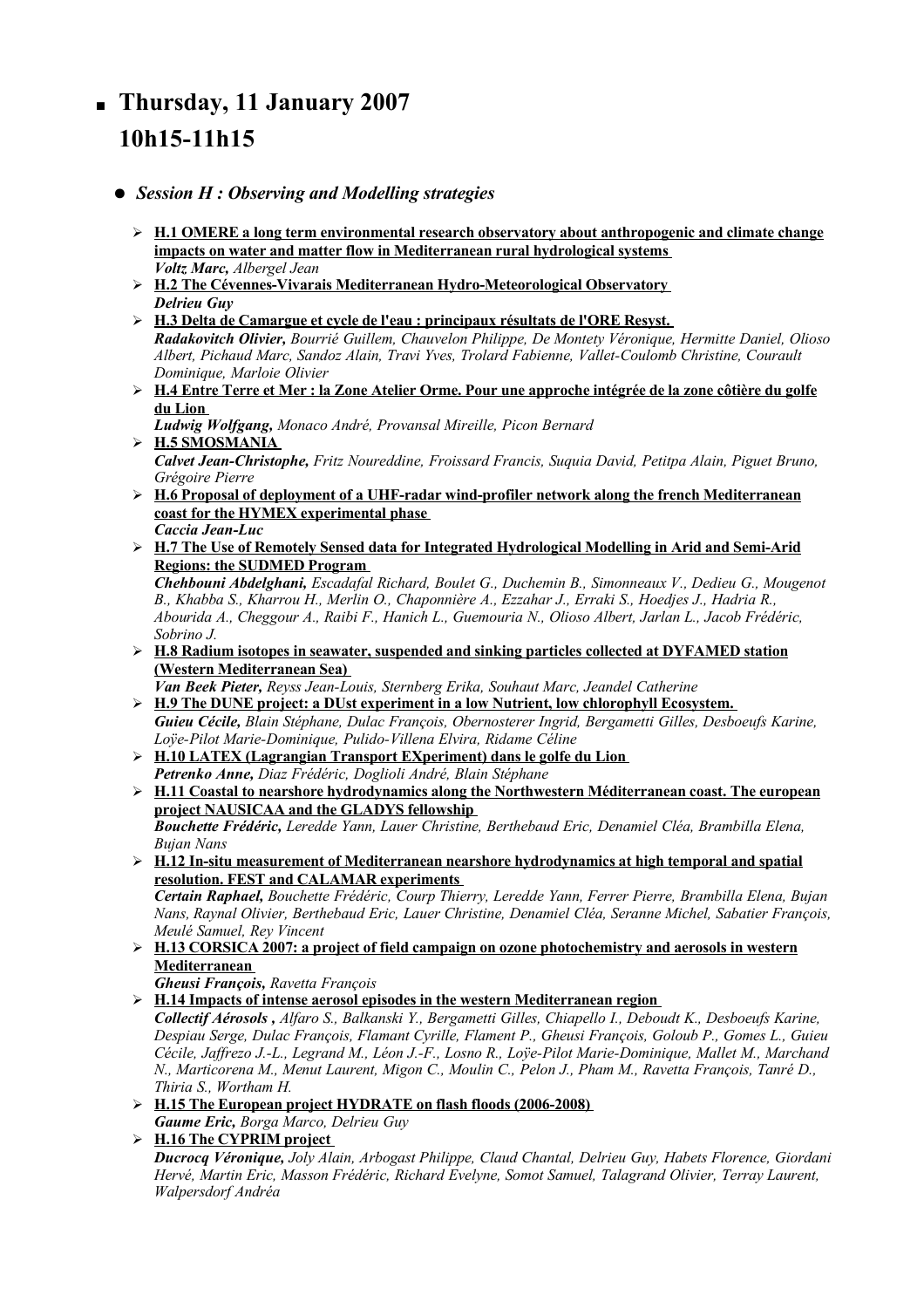## ▪ Thursday, 11 January 2007
## 10h15-11h15

- ***Session H : Observing and Modelling strategies***

  - **H.1 OMERE a long term environmental research observatory about anthropogenic and climate change impacts on water and matter flow in Mediterranean rural hydrological systems**
    ***Voltz Marc,*** *Albergel Jean*
  - **H.2 The Cévennes-Vivarais Mediterranean Hydro-Meteorological Observatory**
    ***Delrieu Guy***
  - **H.3 Delta de Camargue et cycle de l'eau : principaux résultats de l'ORE Resyst.**
    ***Radakovitch Olivier,*** *Bourrié Guillem, Chauvelon Philippe, De Montety Véronique, Hermitte Daniel, Olioso Albert, Pichaud Marc, Sandoz Alain, Travi Yves, Trolard Fabienne, Vallet-Coulomb Christine, Courault Dominique, Marloie Olivier*
  - **H.4 Entre Terre et Mer : la Zone Atelier Orme. Pour une approche intégrée de la zone côtière du golfe du Lion**
    ***Ludwig Wolfgang,*** *Monaco André, Provansal Mireille, Picon Bernard*
  - **H.5 SMOSMANIA**
    ***Calvet Jean-Christophe,*** *Fritz Noureddine, Froissard Francis, Suquia David, Petitpa Alain, Piguet Bruno, Grégoire Pierre*
  - **H.6 Proposal of deployment of a UHF-radar wind-profiler network along the french Mediterranean coast for the HYMEX experimental phase**
    ***Caccia Jean-Luc***
  - **H.7 The Use of Remotely Sensed data for Integrated Hydrological Modelling in Arid and Semi-Arid Regions: the SUDMED Program**
    ***Chehbouni Abdelghani,*** *Escadafal Richard, Boulet G., Duchemin B., Simonneaux V., Dedieu G., Mougenot B., Khabba S., Kharrou H., Merlin O., Chaponnière A., Ezzahar J., Erraki S., Hoedjes J., Hadria R., Abourida A., Cheggour A., Raibi F., Hanich L., Guemouria N., Olioso Albert, Jarlan L., Jacob Frédéric, Sobrino J.*
  - **H.8 Radium isotopes in seawater, suspended and sinking particles collected at DYFAMED station (Western Mediterranean Sea)**
    ***Van Beek Pieter,*** *Reyss Jean-Louis, Sternberg Erika, Souhaut Marc, Jeandel Catherine*
  - **H.9 The DUNE project: a DUst experiment in a low Nutrient, low chlorophyll Ecosystem.**
    ***Guieu Cécile,*** *Blain Stéphane, Dulac François, Obernosterer Ingrid, Bergametti Gilles, Desboeufs Karine, Loÿe-Pilot Marie-Dominique, Pulido-Villena Elvira, Ridame Céline*
  - **H.10 LATEX (Lagrangian Transport EXperiment) dans le golfe du Lion**
    ***Petrenko Anne,*** *Diaz Frédéric, Doglioli André, Blain Stéphane*
  - **H.11 Coastal to nearshore hydrodynamics along the Northwestern Méditerranean coast. The european project NAUSICAA and the GLADYS fellowship**
    ***Bouchette Frédéric,*** *Leredde Yann, Lauer Christine, Berthebaud Eric, Denamiel Cléa, Brambilla Elena, Bujan Nans*
  - **H.12 In-situ measurement of Mediterranean nearshore hydrodynamics at high temporal and spatial resolution. FEST and CALAMAR experiments**
    ***Certain Raphael,*** *Bouchette Frédéric, Courp Thierry, Leredde Yann, Ferrer Pierre, Brambilla Elena, Bujan Nans, Raynal Olivier, Berthebaud Eric, Lauer Christine, Denamiel Cléa, Seranne Michel, Sabatier François, Meulé Samuel, Rey Vincent*
  - **H.13 CORSICA 2007: a project of field campaign on ozone photochemistry and aerosols in western Mediterranean**
    ***Gheusi François,*** *Ravetta François*
  - **H.14 Impacts of intense aerosol episodes in the western Mediterranean region**
    ***Collectif Aérosols ,*** *Alfaro S., Balkanski Y., Bergametti Gilles, Chiapello I., Deboudt K., Desboeufs Karine, Despiau Serge, Dulac François, Flamant Cyrille, Flament P., Gheusi François, Goloub P., Gomes L., Guieu Cécile, Jaffrezo J.-L., Legrand M., Léon J.-F., Losno R., Loÿe-Pilot Marie-Dominique, Mallet M., Marchand N., Marticorena M., Menut Laurent, Migon C., Moulin C., Pelon J., Pham M., Ravetta François, Tanré D., Thiria S., Wortham H.*
  - **H.15 The European project HYDRATE on flash floods (2006-2008)**
    ***Gaume Eric,*** *Borga Marco, Delrieu Guy*
  - **H.16 The CYPRIM project**
    ***Ducrocq Véronique,*** *Joly Alain, Arbogast Philippe, Claud Chantal, Delrieu Guy, Habets Florence, Giordani Hervé, Martin Eric, Masson Frédéric, Richard Evelyne, Somot Samuel, Talagrand Olivier, Terray Laurent, Walpersdorf Andréa*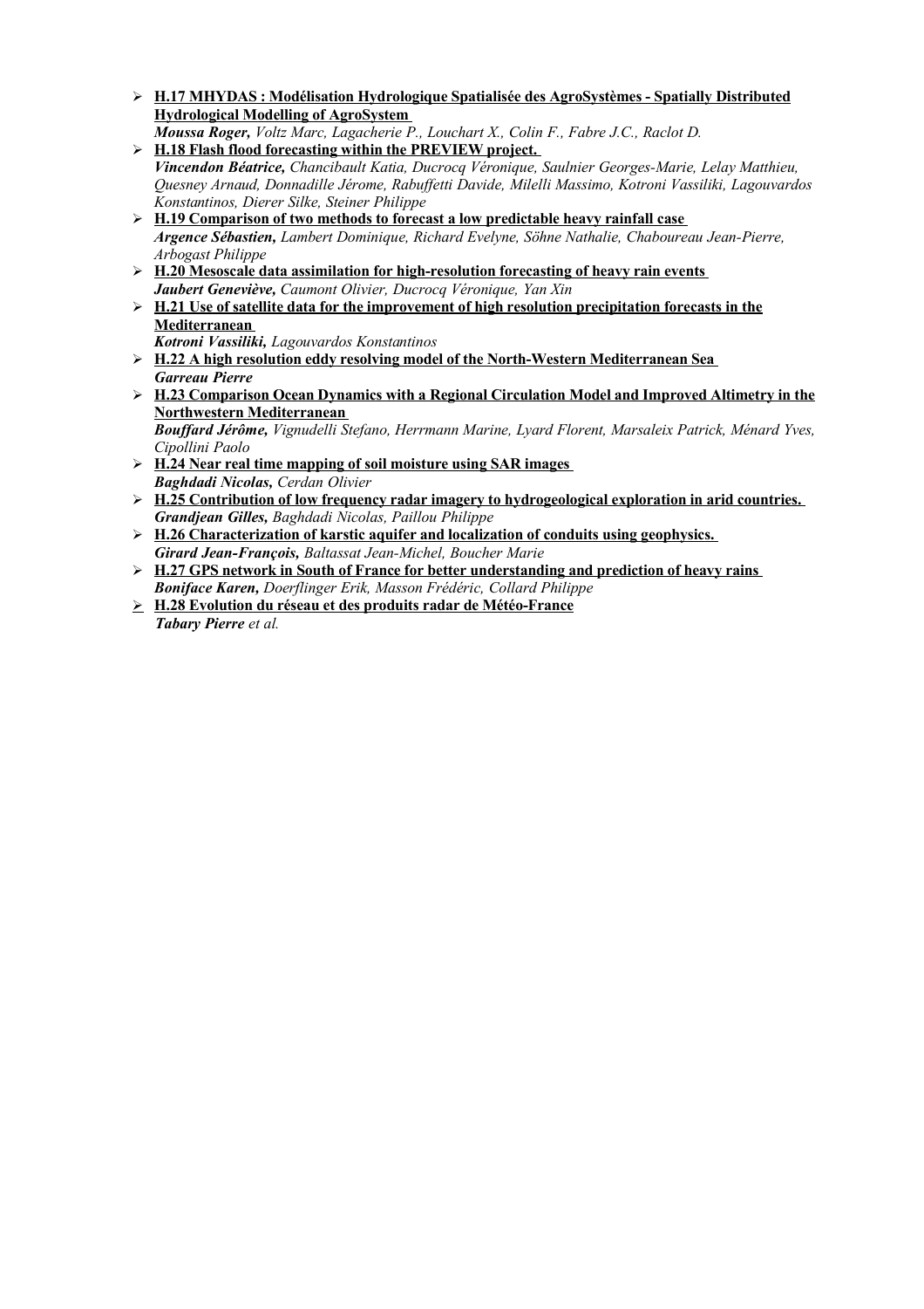- **H.17 MHYDAS : Modélisation Hydrologique Spatialisée des AgroSystèmes - Spatially Distributed Hydrological Modelling of AgroSystem**
  ***Moussa Roger,*** *Voltz Marc, Lagacherie P., Louchart X., Colin F., Fabre J.C., Raclot D.*
- **H.18 Flash flood forecasting within the PREVIEW project.**
  ***Vincendon Béatrice,*** *Chancibault Katia, Ducrocq Véronique, Saulnier Georges-Marie, Lelay Matthieu, Quesney Arnaud, Donnadille Jérome, Rabuffetti Davide, Milelli Massimo, Kotroni Vassiliki, Lagouvardos Konstantinos, Dierer Silke, Steiner Philippe*
- **H.19 Comparison of two methods to forecast a low predictable heavy rainfall case**
  ***Argence Sébastien,*** *Lambert Dominique, Richard Evelyne, Söhne Nathalie, Chaboureau Jean-Pierre, Arbogast Philippe*
- **H.20 Mesoscale data assimilation for high-resolution forecasting of heavy rain events**
  ***Jaubert Geneviève,*** *Caumont Olivier, Ducrocq Véronique, Yan Xin*
- **H.21 Use of satellite data for the improvement of high resolution precipitation forecasts in the Mediterranean**
  ***Kotroni Vassiliki,*** *Lagouvardos Konstantinos*
- **H.22 A high resolution eddy resolving model of the North-Western Mediterranean Sea**
  ***Garreau Pierre***
- **H.23 Comparison Ocean Dynamics with a Regional Circulation Model and Improved Altimetry in the Northwestern Mediterranean**
  ***Bouffard Jérôme,*** *Vignudelli Stefano, Herrmann Marine, Lyard Florent, Marsaleix Patrick, Ménard Yves, Cipollini Paolo*
- **H.24 Near real time mapping of soil moisture using SAR images**
  ***Baghdadi Nicolas,*** *Cerdan Olivier*
- **H.25 Contribution of low frequency radar imagery to hydrogeological exploration in arid countries.**
  ***Grandjean Gilles,*** *Baghdadi Nicolas, Paillou Philippe*
- **H.26 Characterization of karstic aquifer and localization of conduits using geophysics.**
  ***Girard Jean-François,*** *Baltassat Jean-Michel, Boucher Marie*
- **H.27 GPS network in South of France for better understanding and prediction of heavy rains**
  ***Boniface Karen,*** *Doerflinger Erik, Masson Frédéric, Collard Philippe*
- **H.28 Evolution du réseau et des produits radar de Météo-France**
  ***Tabary Pierre*** *et al.*